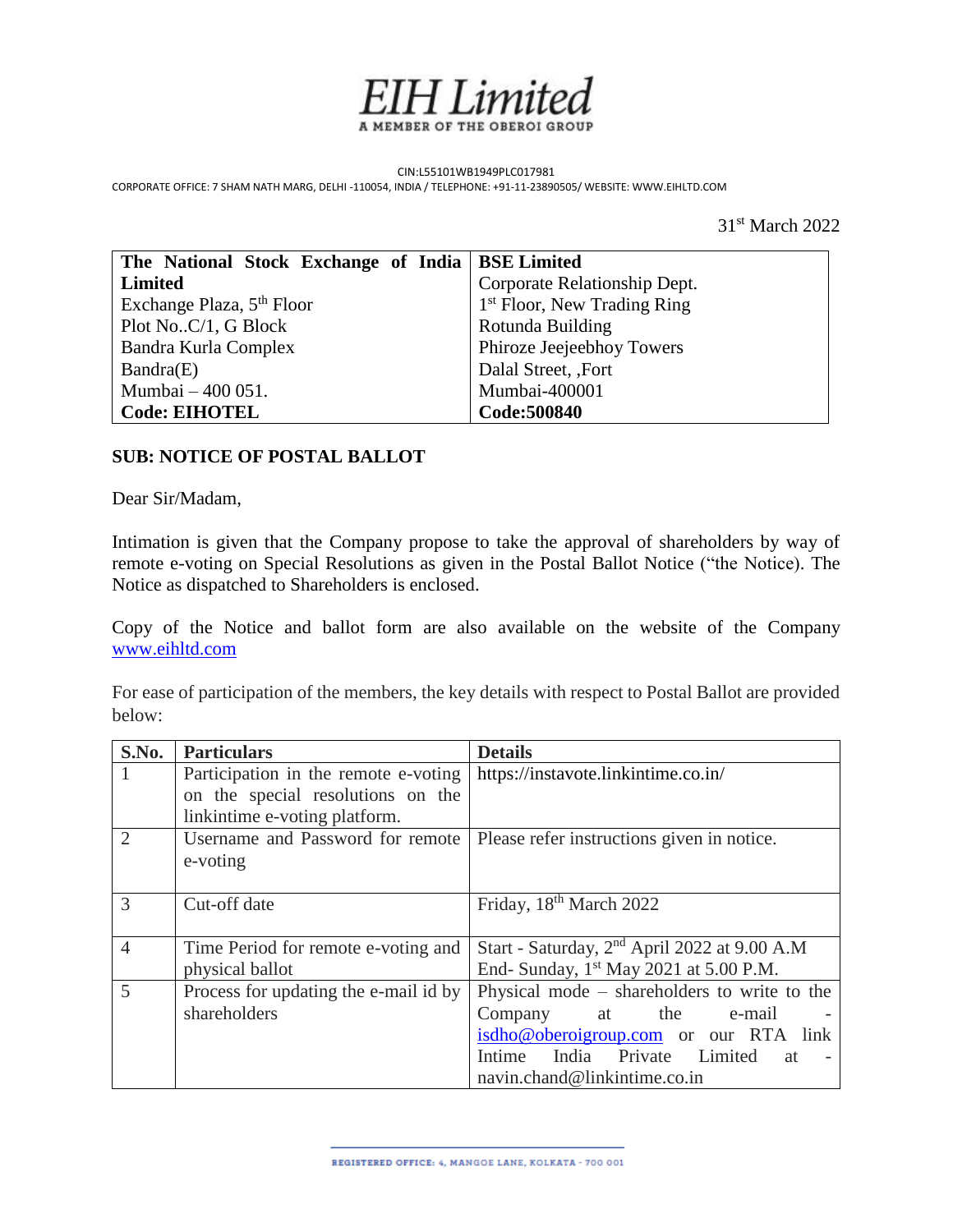# EIH Limited

A MEMBER OF THE OBEROI GROUP

CIN:L55101WB1949PLC017981

CORPORATE OFFICE: 7 SHAM NATH MARG, DELHI -110054, INDIA / TELEPHONE: +91-11-23890505/ WEBSITE: WWW.EIHLTD.COM

31st March 2022

| **The National Stock Exchange of India Limited** | **BSE Limited** |
|---|---|
| Exchange Plaza, 5th Floor | Corporate Relationship Dept. |
| Plot No..C/1, G Block | 1st Floor, New Trading Ring |
| Bandra Kurla Complex | Rotunda Building |
| Bandra(E) | Phiroze Jeejeebhoy Towers |
| Mumbai – 400 051. | Dalal Street, ,Fort |
| | Mumbai-400001 |
| **Code: EIHOTEL** | **Code:500840** |

**SUB: NOTICE OF POSTAL BALLOT**

Dear Sir/Madam,

Intimation is given that the Company propose to take the approval of shareholders by way of remote e-voting on Special Resolutions as given in the Postal Ballot Notice ("the Notice). The Notice as dispatched to Shareholders is enclosed.

Copy of the Notice and ballot form are also available on the website of the Company www.eihltd.com

For ease of participation of the members, the key details with respect to Postal Ballot are provided below:

| S.No. | Particulars | Details |
|---|---|---|
| 1 | Participation in the remote e-voting on the special resolutions on the linkintime e-voting platform. | https://instavote.linkintime.co.in/ |
| 2 | Username and Password for remote e-voting | Please refer instructions given in notice. |
| 3 | Cut-off date | Friday, 18th March 2022 |
| 4 | Time Period for remote e-voting and physical ballot | Start - Saturday, 2nd April 2022 at 9.00 A.M<br>End- Sunday, 1st May 2021 at 5.00 P.M. |
| 5 | Process for updating the e-mail id by shareholders | Physical mode – shareholders to write to the Company at the e-mail - isdho@oberoigroup.com or our RTA link Intime India Private Limited at - navin.chand@linkintime.co.in |

REGISTERED OFFICE: 4, MANGOE LANE, KOLKATA - 700 001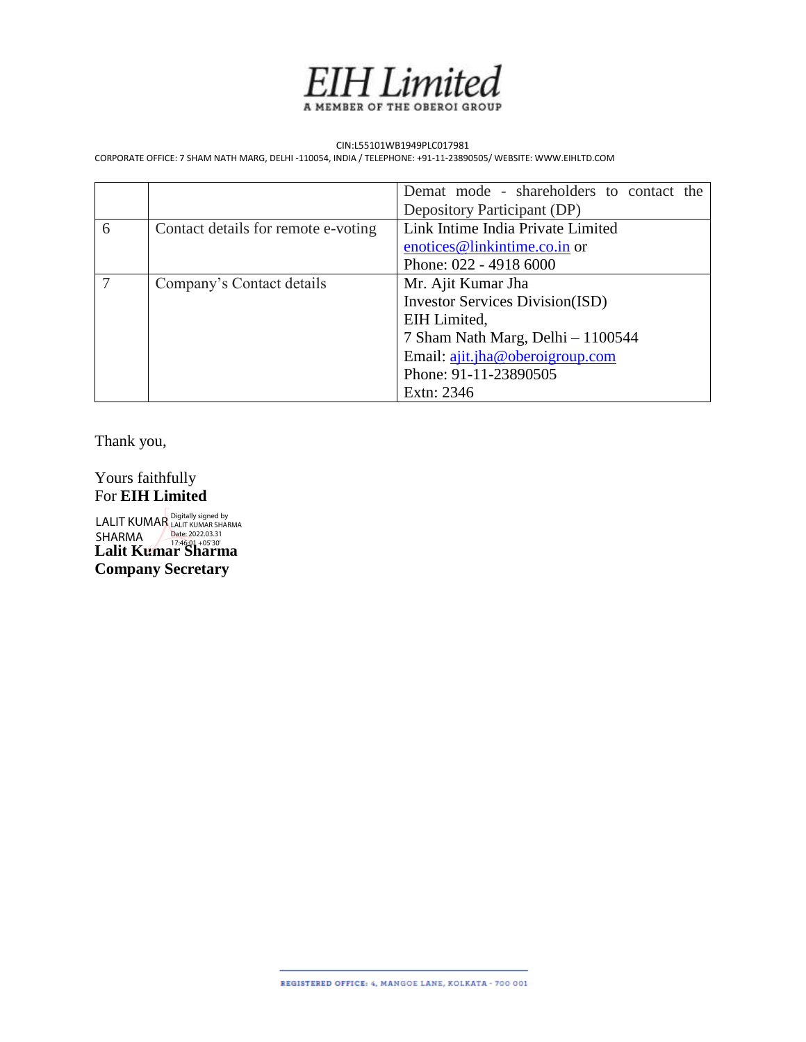| | | Demat mode - shareholders to contact the Depository Participant (DP) |
|---|---|---|
| 6 | Contact details for remote e-voting | Link Intime India Private Limited<br>enotices@linkintime.co.in or<br>Phone: 022 - 4918 6000 |
| 7 | Company's Contact details | Mr. Ajit Kumar Jha<br>Investor Services Division(ISD)<br>EIH Limited,<br>7 Sham Nath Marg, Delhi – 1100544<br>Email: ajit.jha@oberoigroup.com<br>Phone: 91-11-23890505<br>Extn: 2346 |

Thank you,

Yours faithfully
For **EIH Limited**

LALIT KUMAR SHARMA Digitally signed by LALIT KUMAR SHARMA Date: 2022.03.31 17:46:01 +05'30'

**Lalit Kumar Sharma**
**Company Secretary**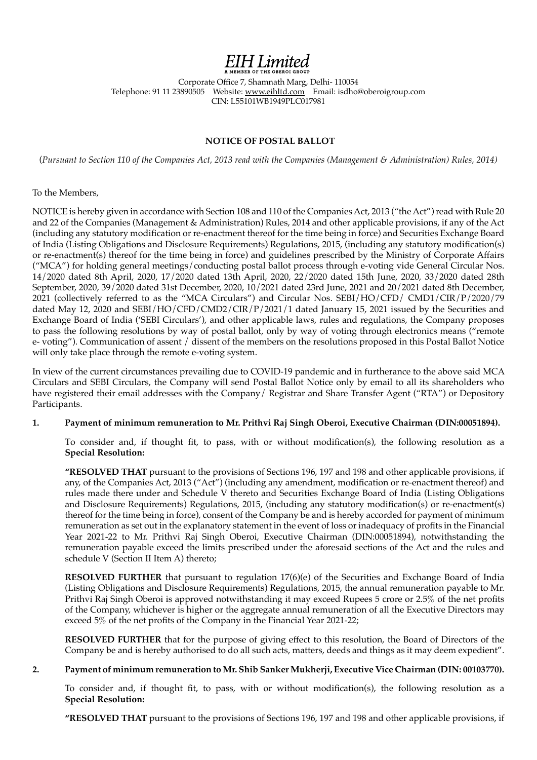# EIH Limited

A MEMBER OF THE OBEROI GROUP

Corporate Office 7, Shamnath Marg, Delhi- 110054
Telephone: 91 11 23890505 Website: www.eihltd.com Email: isdho@oberoigroup.com
CIN: L55101WB1949PLC017981

## NOTICE OF POSTAL BALLOT

(*Pursuant to Section 110 of the Companies Act, 2013 read with the Companies (Management & Administration) Rules, 2014)*

To the Members,

NOTICE is hereby given in accordance with Section 108 and 110 of the Companies Act, 2013 ("the Act") read with Rule 20 and 22 of the Companies (Management & Administration) Rules, 2014 and other applicable provisions, if any of the Act (including any statutory modification or re-enactment thereof for the time being in force) and Securities Exchange Board of India (Listing Obligations and Disclosure Requirements) Regulations, 2015, (including any statutory modification(s) or re-enactment(s) thereof for the time being in force) and guidelines prescribed by the Ministry of Corporate Affairs ("MCA") for holding general meetings/conducting postal ballot process through e-voting vide General Circular Nos. 14/2020 dated 8th April, 2020, 17/2020 dated 13th April, 2020, 22/2020 dated 15th June, 2020, 33/2020 dated 28th September, 2020, 39/2020 dated 31st December, 2020, 10/2021 dated 23rd June, 2021 and 20/2021 dated 8th December, 2021 (collectively referred to as the "MCA Circulars") and Circular Nos. SEBI/HO/CFD/ CMD1/CIR/P/2020/79 dated May 12, 2020 and SEBI/HO/CFD/CMD2/CIR/P/2021/1 dated January 15, 2021 issued by the Securities and Exchange Board of India ('SEBI Circulars'), and other applicable laws, rules and regulations, the Company proposes to pass the following resolutions by way of postal ballot, only by way of voting through electronics means ("remote e- voting"). Communication of assent / dissent of the members on the resolutions proposed in this Postal Ballot Notice will only take place through the remote e-voting system.

In view of the current circumstances prevailing due to COVID-19 pandemic and in furtherance to the above said MCA Circulars and SEBI Circulars, the Company will send Postal Ballot Notice only by email to all its shareholders who have registered their email addresses with the Company/ Registrar and Share Transfer Agent ("RTA") or Depository Participants.

**1. Payment of minimum remuneration to Mr. Prithvi Raj Singh Oberoi, Executive Chairman (DIN:00051894).**

To consider and, if thought fit, to pass, with or without modification(s), the following resolution as a **Special Resolution:**

**"RESOLVED THAT** pursuant to the provisions of Sections 196, 197 and 198 and other applicable provisions, if any, of the Companies Act, 2013 ("Act") (including any amendment, modification or re-enactment thereof) and rules made there under and Schedule V thereto and Securities Exchange Board of India (Listing Obligations and Disclosure Requirements) Regulations, 2015, (including any statutory modification(s) or re-enactment(s) thereof for the time being in force), consent of the Company be and is hereby accorded for payment of minimum remuneration as set out in the explanatory statement in the event of loss or inadequacy of profits in the Financial Year 2021-22 to Mr. Prithvi Raj Singh Oberoi, Executive Chairman (DIN:00051894), notwithstanding the remuneration payable exceed the limits prescribed under the aforesaid sections of the Act and the rules and schedule V (Section II Item A) thereto;

**RESOLVED FURTHER** that pursuant to regulation 17(6)(e) of the Securities and Exchange Board of India (Listing Obligations and Disclosure Requirements) Regulations, 2015, the annual remuneration payable to Mr. Prithvi Raj Singh Oberoi is approved notwithstanding it may exceed Rupees 5 crore or 2.5% of the net profits of the Company, whichever is higher or the aggregate annual remuneration of all the Executive Directors may exceed 5% of the net profits of the Company in the Financial Year 2021-22;

**RESOLVED FURTHER** that for the purpose of giving effect to this resolution, the Board of Directors of the Company be and is hereby authorised to do all such acts, matters, deeds and things as it may deem expedient".

**2. Payment of minimum remuneration to Mr. Shib Sanker Mukherji, Executive Vice Chairman (DIN: 00103770).**

To consider and, if thought fit, to pass, with or without modification(s), the following resolution as a **Special Resolution:**

**"RESOLVED THAT** pursuant to the provisions of Sections 196, 197 and 198 and other applicable provisions, if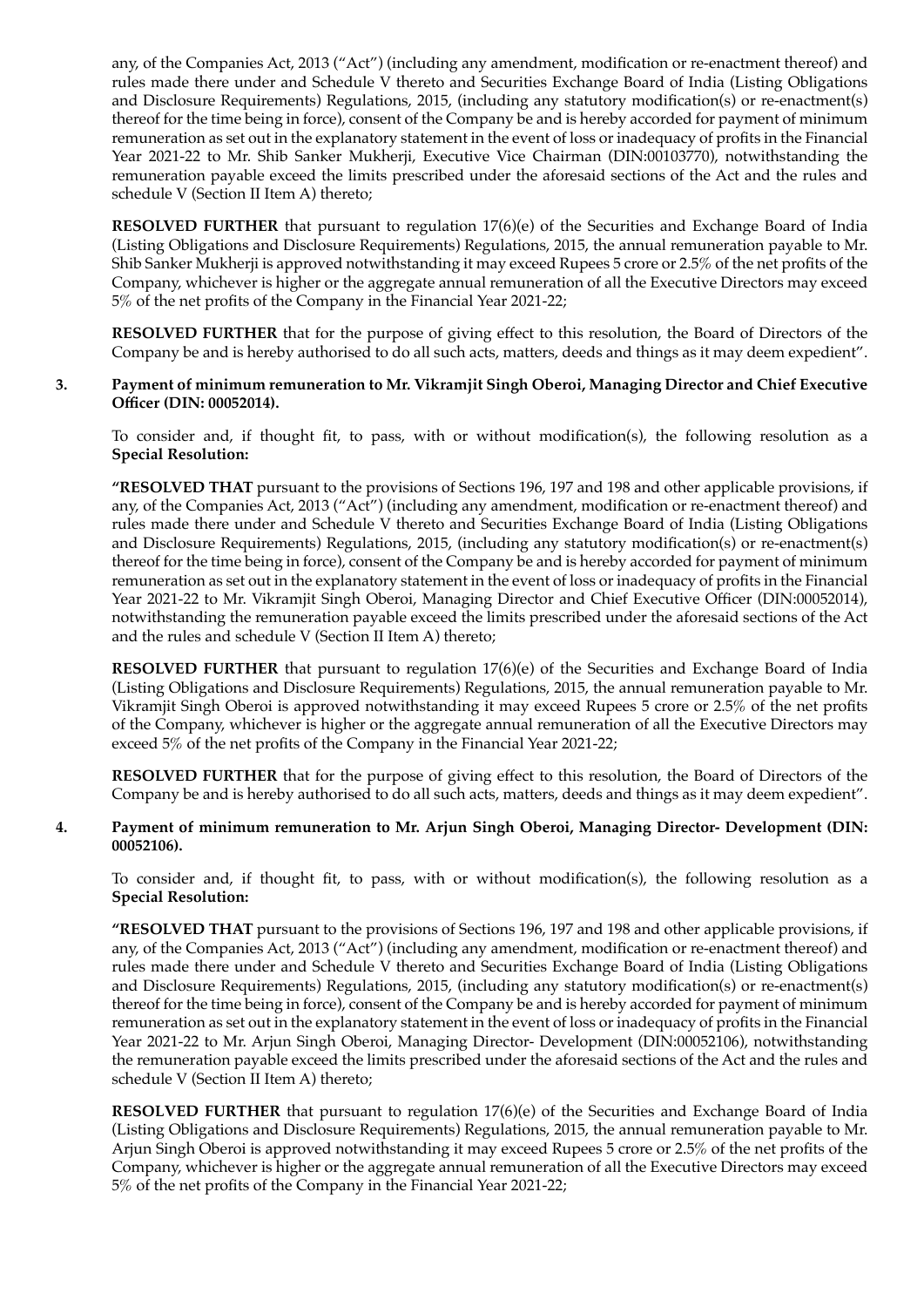any, of the Companies Act, 2013 ("Act") (including any amendment, modification or re-enactment thereof) and rules made there under and Schedule V thereto and Securities Exchange Board of India (Listing Obligations and Disclosure Requirements) Regulations, 2015, (including any statutory modification(s) or re-enactment(s) thereof for the time being in force), consent of the Company be and is hereby accorded for payment of minimum remuneration as set out in the explanatory statement in the event of loss or inadequacy of profits in the Financial Year 2021-22 to Mr. Shib Sanker Mukherji, Executive Vice Chairman (DIN:00103770), notwithstanding the remuneration payable exceed the limits prescribed under the aforesaid sections of the Act and the rules and schedule V (Section II Item A) thereto;

**RESOLVED FURTHER** that pursuant to regulation 17(6)(e) of the Securities and Exchange Board of India (Listing Obligations and Disclosure Requirements) Regulations, 2015, the annual remuneration payable to Mr. Shib Sanker Mukherji is approved notwithstanding it may exceed Rupees 5 crore or 2.5% of the net profits of the Company, whichever is higher or the aggregate annual remuneration of all the Executive Directors may exceed 5% of the net profits of the Company in the Financial Year 2021-22;

**RESOLVED FURTHER** that for the purpose of giving effect to this resolution, the Board of Directors of the Company be and is hereby authorised to do all such acts, matters, deeds and things as it may deem expedient".

**3. Payment of minimum remuneration to Mr. Vikramjit Singh Oberoi, Managing Director and Chief Executive Officer (DIN: 00052014).**

To consider and, if thought fit, to pass, with or without modification(s), the following resolution as a **Special Resolution:**

**"RESOLVED THAT** pursuant to the provisions of Sections 196, 197 and 198 and other applicable provisions, if any, of the Companies Act, 2013 ("Act") (including any amendment, modification or re-enactment thereof) and rules made there under and Schedule V thereto and Securities Exchange Board of India (Listing Obligations and Disclosure Requirements) Regulations, 2015, (including any statutory modification(s) or re-enactment(s) thereof for the time being in force), consent of the Company be and is hereby accorded for payment of minimum remuneration as set out in the explanatory statement in the event of loss or inadequacy of profits in the Financial Year 2021-22 to Mr. Vikramjit Singh Oberoi, Managing Director and Chief Executive Officer (DIN:00052014), notwithstanding the remuneration payable exceed the limits prescribed under the aforesaid sections of the Act and the rules and schedule V (Section II Item A) thereto;

**RESOLVED FURTHER** that pursuant to regulation 17(6)(e) of the Securities and Exchange Board of India (Listing Obligations and Disclosure Requirements) Regulations, 2015, the annual remuneration payable to Mr. Vikramjit Singh Oberoi is approved notwithstanding it may exceed Rupees 5 crore or 2.5% of the net profits of the Company, whichever is higher or the aggregate annual remuneration of all the Executive Directors may exceed 5% of the net profits of the Company in the Financial Year 2021-22;

**RESOLVED FURTHER** that for the purpose of giving effect to this resolution, the Board of Directors of the Company be and is hereby authorised to do all such acts, matters, deeds and things as it may deem expedient".

**4. Payment of minimum remuneration to Mr. Arjun Singh Oberoi, Managing Director- Development (DIN: 00052106).**

To consider and, if thought fit, to pass, with or without modification(s), the following resolution as a **Special Resolution:**

**"RESOLVED THAT** pursuant to the provisions of Sections 196, 197 and 198 and other applicable provisions, if any, of the Companies Act, 2013 ("Act") (including any amendment, modification or re-enactment thereof) and rules made there under and Schedule V thereto and Securities Exchange Board of India (Listing Obligations and Disclosure Requirements) Regulations, 2015, (including any statutory modification(s) or re-enactment(s) thereof for the time being in force), consent of the Company be and is hereby accorded for payment of minimum remuneration as set out in the explanatory statement in the event of loss or inadequacy of profits in the Financial Year 2021-22 to Mr. Arjun Singh Oberoi, Managing Director- Development (DIN:00052106), notwithstanding the remuneration payable exceed the limits prescribed under the aforesaid sections of the Act and the rules and schedule V (Section II Item A) thereto;

**RESOLVED FURTHER** that pursuant to regulation 17(6)(e) of the Securities and Exchange Board of India (Listing Obligations and Disclosure Requirements) Regulations, 2015, the annual remuneration payable to Mr. Arjun Singh Oberoi is approved notwithstanding it may exceed Rupees 5 crore or 2.5% of the net profits of the Company, whichever is higher or the aggregate annual remuneration of all the Executive Directors may exceed 5% of the net profits of the Company in the Financial Year 2021-22;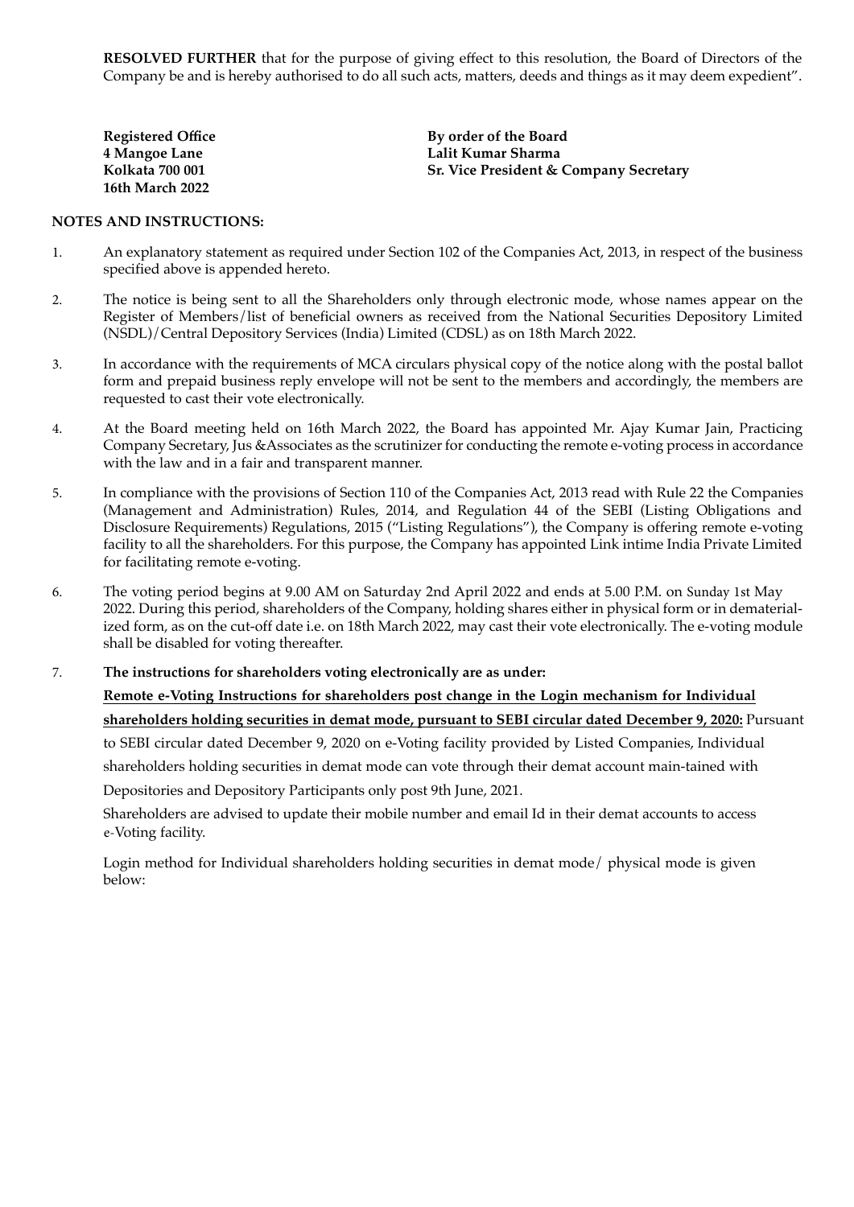**RESOLVED FURTHER** that for the purpose of giving effect to this resolution, the Board of Directors of the Company be and is hereby authorised to do all such acts, matters, deeds and things as it may deem expedient".

**Registered Office**
**4 Mangoe Lane**
**Kolkata 700 001**
**16th March 2022**

**By order of the Board**
**Lalit Kumar Sharma**
**Sr. Vice President & Company Secretary**

**NOTES AND INSTRUCTIONS:**

1. An explanatory statement as required under Section 102 of the Companies Act, 2013, in respect of the business specified above is appended hereto.

2. The notice is being sent to all the Shareholders only through electronic mode, whose names appear on the Register of Members/list of beneficial owners as received from the National Securities Depository Limited (NSDL)/Central Depository Services (India) Limited (CDSL) as on 18th March 2022.

3. In accordance with the requirements of MCA circulars physical copy of the notice along with the postal ballot form and prepaid business reply envelope will not be sent to the members and accordingly, the members are requested to cast their vote electronically.

4. At the Board meeting held on 16th March 2022, the Board has appointed Mr. Ajay Kumar Jain, Practicing Company Secretary, Jus &Associates as the scrutinizer for conducting the remote e-voting process in accordance with the law and in a fair and transparent manner.

5. In compliance with the provisions of Section 110 of the Companies Act, 2013 read with Rule 22 the Companies (Management and Administration) Rules, 2014, and Regulation 44 of the SEBI (Listing Obligations and Disclosure Requirements) Regulations, 2015 ("Listing Regulations"), the Company is offering remote e-voting facility to all the shareholders. For this purpose, the Company has appointed Link intime India Private Limited for facilitating remote e-voting.

6. The voting period begins at 9.00 AM on Saturday 2nd April 2022 and ends at 5.00 P.M. on Sunday 1st May 2022. During this period, shareholders of the Company, holding shares either in physical form or in dematerialized form, as on the cut-off date i.e. on 18th March 2022, may cast their vote electronically. The e-voting module shall be disabled for voting thereafter.

7. **The instructions for shareholders voting electronically are as under:**

   **Remote e-Voting Instructions for shareholders post change in the Login mechanism for Individual shareholders holding securities in demat mode, pursuant to SEBI circular dated December 9, 2020:** Pursuant to SEBI circular dated December 9, 2020 on e-Voting facility provided by Listed Companies, Individual shareholders holding securities in demat mode can vote through their demat account main-tained with Depositories and Depository Participants only post 9th June, 2021.

   Shareholders are advised to update their mobile number and email Id in their demat accounts to access e-Voting facility.

   Login method for Individual shareholders holding securities in demat mode/ physical mode is given below: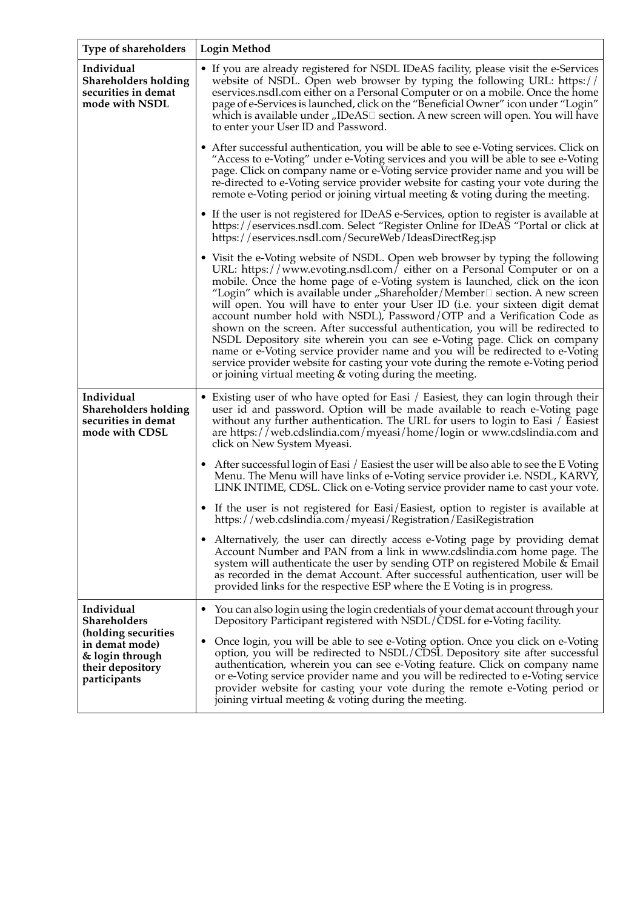| Type of shareholders | Login Method |
|---|---|
| **Individual Shareholders holding securities in demat mode with NSDL** | • If you are already registered for NSDL IDeAS facility, please visit the e-Services website of NSDL. Open web browser by typing the following URL: https://eservices.nsdl.com either on a Personal Computer or on a mobile. Once the home page of e-Services is launched, click on the "Beneficial Owner" icon under "Login" which is available under „IDeAS" section. A new screen will open. You will have to enter your User ID and Password.<br><br>• After successful authentication, you will be able to see e-Voting services. Click on "Access to e-Voting" under e-Voting services and you will be able to see e-Voting page. Click on company name or e-Voting service provider name and you will be re-directed to e-Voting service provider website for casting your vote during the remote e-Voting period or joining virtual meeting & voting during the meeting.<br><br>• If the user is not registered for IDeAS e-Services, option to register is available at https://eservices.nsdl.com. Select "Register Online for IDeAS "Portal or click at https://eservices.nsdl.com/SecureWeb/IdeasDirectReg.jsp<br><br>• Visit the e-Voting website of NSDL. Open web browser by typing the following URL: https://www.evoting.nsdl.com/ either on a Personal Computer or on a mobile. Once the home page of e-Voting system is launched, click on the icon "Login" which is available under „Shareholder/Member" section. A new screen will open. You will have to enter your User ID (i.e. your sixteen digit demat account number hold with NSDL), Password/OTP and a Verification Code as shown on the screen. After successful authentication, you will be redirected to NSDL Depository site wherein you can see e-Voting page. Click on company name or e-Voting service provider name and you will be redirected to e-Voting service provider website for casting your vote during the remote e-Voting period or joining virtual meeting & voting during the meeting. |
| **Individual Shareholders holding securities in demat mode with CDSL** | • Existing user of who have opted for Easi / Easiest, they can login through their user id and password. Option will be made available to reach e-Voting page without any further authentication. The URL for users to login to Easi / Easiest are https://web.cdslindia.com/myeasi/home/login or www.cdslindia.com and click on New System Myeasi.<br><br>• After successful login of Easi / Easiest the user will be also able to see the E Voting Menu. The Menu will have links of e-Voting service provider i.e. NSDL, KARVY, LINK INTIME, CDSL. Click on e-Voting service provider name to cast your vote.<br><br>• If the user is not registered for Easi/Easiest, option to register is available at https://web.cdslindia.com/myeasi/Registration/EasiRegistration<br><br>• Alternatively, the user can directly access e-Voting page by providing demat Account Number and PAN from a link in www.cdslindia.com home page. The system will authenticate the user by sending OTP on registered Mobile & Email as recorded in the demat Account. After successful authentication, user will be provided links for the respective ESP where the E Voting is in progress. |
| **Individual Shareholders (holding securities in demat mode) & login through their depository participants** | • You can also login using the login credentials of your demat account through your Depository Participant registered with NSDL/CDSL for e-Voting facility.<br><br>• Once login, you will be able to see e-Voting option. Once you click on e-Voting option, you will be redirected to NSDL/CDSL Depository site after successful authentication, wherein you can see e-Voting feature. Click on company name or e-Voting service provider name and you will be redirected to e-Voting service provider website for casting your vote during the remote e-Voting period or joining virtual meeting & voting during the meeting. |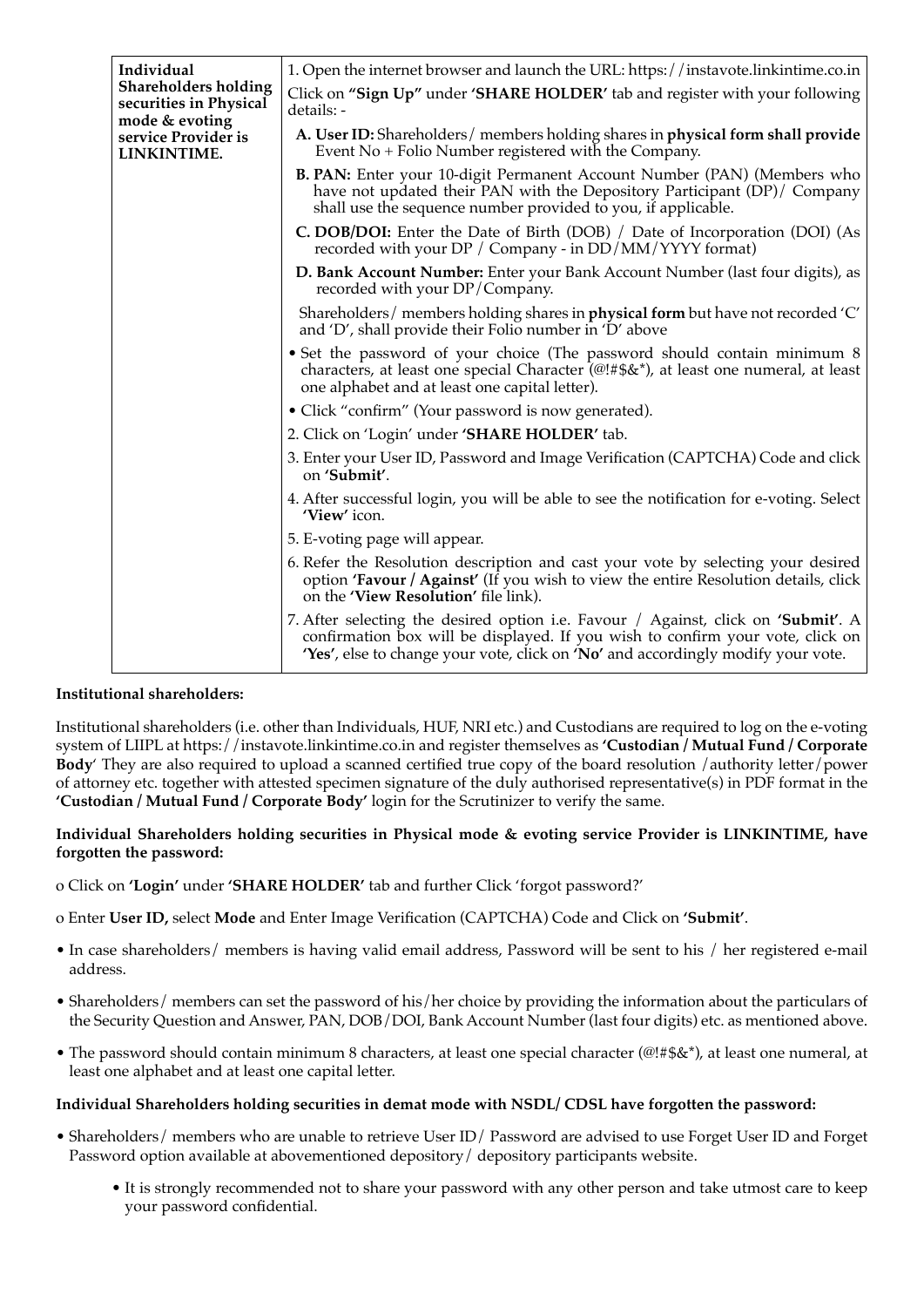| Individual Shareholders holding securities in Physical mode & evoting service Provider is LINKINTIME. | 1. Open the internet browser and launch the URL: https://instavote.linkintime.co.in<br>Click on **"Sign Up"** under **'SHARE HOLDER'** tab and register with your following details: -<br>**A. User ID:** Shareholders/ members holding shares in **physical form shall provide** Event No + Folio Number registered with the Company.<br>**B. PAN:** Enter your 10-digit Permanent Account Number (PAN) (Members who have not updated their PAN with the Depository Participant (DP)/ Company shall use the sequence number provided to you, if applicable.<br>**C. DOB/DOI:** Enter the Date of Birth (DOB) / Date of Incorporation (DOI) (As recorded with your DP / Company - in DD/MM/YYYY format)<br>**D. Bank Account Number:** Enter your Bank Account Number (last four digits), as recorded with your DP/Company.<br>Shareholders/ members holding shares in **physical form** but have not recorded 'C' and 'D', shall provide their Folio number in 'D' above<br>• Set the password of your choice (The password should contain minimum 8 characters, at least one special Character (@!#$&*), at least one numeral, at least one alphabet and at least one capital letter).<br>• Click "confirm" (Your password is now generated).<br>2. Click on 'Login' under **'SHARE HOLDER'** tab.<br>3. Enter your User ID, Password and Image Verification (CAPTCHA) Code and click on **'Submit'**.<br>4. After successful login, you will be able to see the notification for e-voting. Select **'View'** icon.<br>5. E-voting page will appear.<br>6. Refer the Resolution description and cast your vote by selecting your desired option **'Favour / Against'** (If you wish to view the entire Resolution details, click on the **'View Resolution'** file link).<br>7. After selecting the desired option i.e. Favour / Against, click on **'Submit'**. A confirmation box will be displayed. If you wish to confirm your vote, click on **'Yes'**, else to change your vote, click on **'No'** and accordingly modify your vote. |
|---|---|

**Institutional shareholders:**

Institutional shareholders (i.e. other than Individuals, HUF, NRI etc.) and Custodians are required to log on the e-voting system of LIIPL at https://instavote.linkintime.co.in and register themselves as **'Custodian / Mutual Fund / Corporate Body**' They are also required to upload a scanned certified true copy of the board resolution /authority letter/power of attorney etc. together with attested specimen signature of the duly authorised representative(s) in PDF format in the **'Custodian / Mutual Fund / Corporate Body'** login for the Scrutinizer to verify the same.

**Individual Shareholders holding securities in Physical mode & evoting service Provider is LINKINTIME, have forgotten the password:**

o Click on **'Login'** under **'SHARE HOLDER'** tab and further Click 'forgot password?'

o Enter **User ID,** select **Mode** and Enter Image Verification (CAPTCHA) Code and Click on **'Submit'**.

- In case shareholders/ members is having valid email address, Password will be sent to his / her registered e-mail address.
- Shareholders/ members can set the password of his/her choice by providing the information about the particulars of the Security Question and Answer, PAN, DOB/DOI, Bank Account Number (last four digits) etc. as mentioned above.
- The password should contain minimum 8 characters, at least one special character (@!#$&*), at least one numeral, at least one alphabet and at least one capital letter.

**Individual Shareholders holding securities in demat mode with NSDL/ CDSL have forgotten the password:**

- Shareholders/ members who are unable to retrieve User ID/ Password are advised to use Forget User ID and Forget Password option available at abovementioned depository/ depository participants website.
  - It is strongly recommended not to share your password with any other person and take utmost care to keep your password confidential.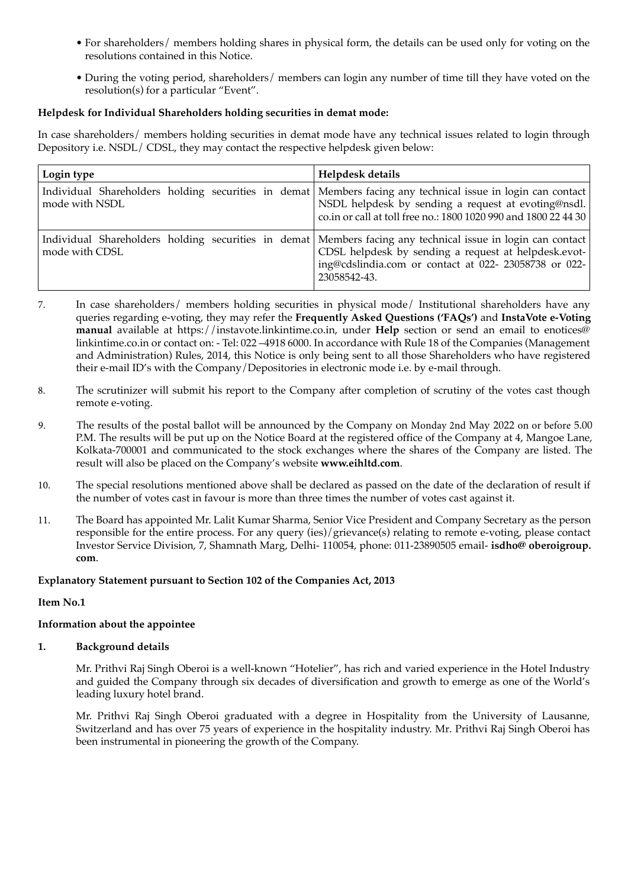- For shareholders/ members holding shares in physical form, the details can be used only for voting on the resolutions contained in this Notice.
- During the voting period, shareholders/ members can login any number of time till they have voted on the resolution(s) for a particular "Event".

**Helpdesk for Individual Shareholders holding securities in demat mode:**

In case shareholders/ members holding securities in demat mode have any technical issues related to login through Depository i.e. NSDL/ CDSL, they may contact the respective helpdesk given below:

| Login type | Helpdesk details |
|---|---|
| Individual Shareholders holding securities in demat mode with NSDL | Members facing any technical issue in login can contact NSDL helpdesk by sending a request at evoting@nsdl.co.in or call at toll free no.: 1800 1020 990 and 1800 22 44 30 |
| Individual Shareholders holding securities in demat mode with CDSL | Members facing any technical issue in login can contact CDSL helpdesk by sending a request at helpdesk.evoting@cdslindia.com or contact at 022- 23058738 or 022-23058542-43. |

7. In case shareholders/ members holding securities in physical mode/ Institutional shareholders have any queries regarding e-voting, they may refer the **Frequently Asked Questions ('FAQs')** and **InstaVote e-Voting manual** available at https://instavote.linkintime.co.in, under **Help** section or send an email to enotices@linkintime.co.in or contact on: - Tel: 022 –4918 6000. In accordance with Rule 18 of the Companies (Management and Administration) Rules, 2014, this Notice is only being sent to all those Shareholders who have registered their e-mail ID's with the Company/Depositories in electronic mode i.e. by e-mail through.

8. The scrutinizer will submit his report to the Company after completion of scrutiny of the votes cast though remote e-voting.

9. The results of the postal ballot will be announced by the Company on Monday 2nd May 2022 on or before 5.00 P.M. The results will be put up on the Notice Board at the registered office of the Company at 4, Mangoe Lane, Kolkata-700001 and communicated to the stock exchanges where the shares of the Company are listed. The result will also be placed on the Company's website **www.eihltd.com**.

10. The special resolutions mentioned above shall be declared as passed on the date of the declaration of result if the number of votes cast in favour is more than three times the number of votes cast against it.

11. The Board has appointed Mr. Lalit Kumar Sharma, Senior Vice President and Company Secretary as the person responsible for the entire process. For any query (ies)/grievance(s) relating to remote e-voting, please contact Investor Service Division, 7, Shamnath Marg, Delhi- 110054, phone: 011-23890505 email- **isdho@ oberoigroup.com**.

**Explanatory Statement pursuant to Section 102 of the Companies Act, 2013**

**Item No.1**

**Information about the appointee**

**1. Background details**

Mr. Prithvi Raj Singh Oberoi is a well-known "Hotelier", has rich and varied experience in the Hotel Industry and guided the Company through six decades of diversification and growth to emerge as one of the World's leading luxury hotel brand.

Mr. Prithvi Raj Singh Oberoi graduated with a degree in Hospitality from the University of Lausanne, Switzerland and has over 75 years of experience in the hospitality industry. Mr. Prithvi Raj Singh Oberoi has been instrumental in pioneering the growth of the Company.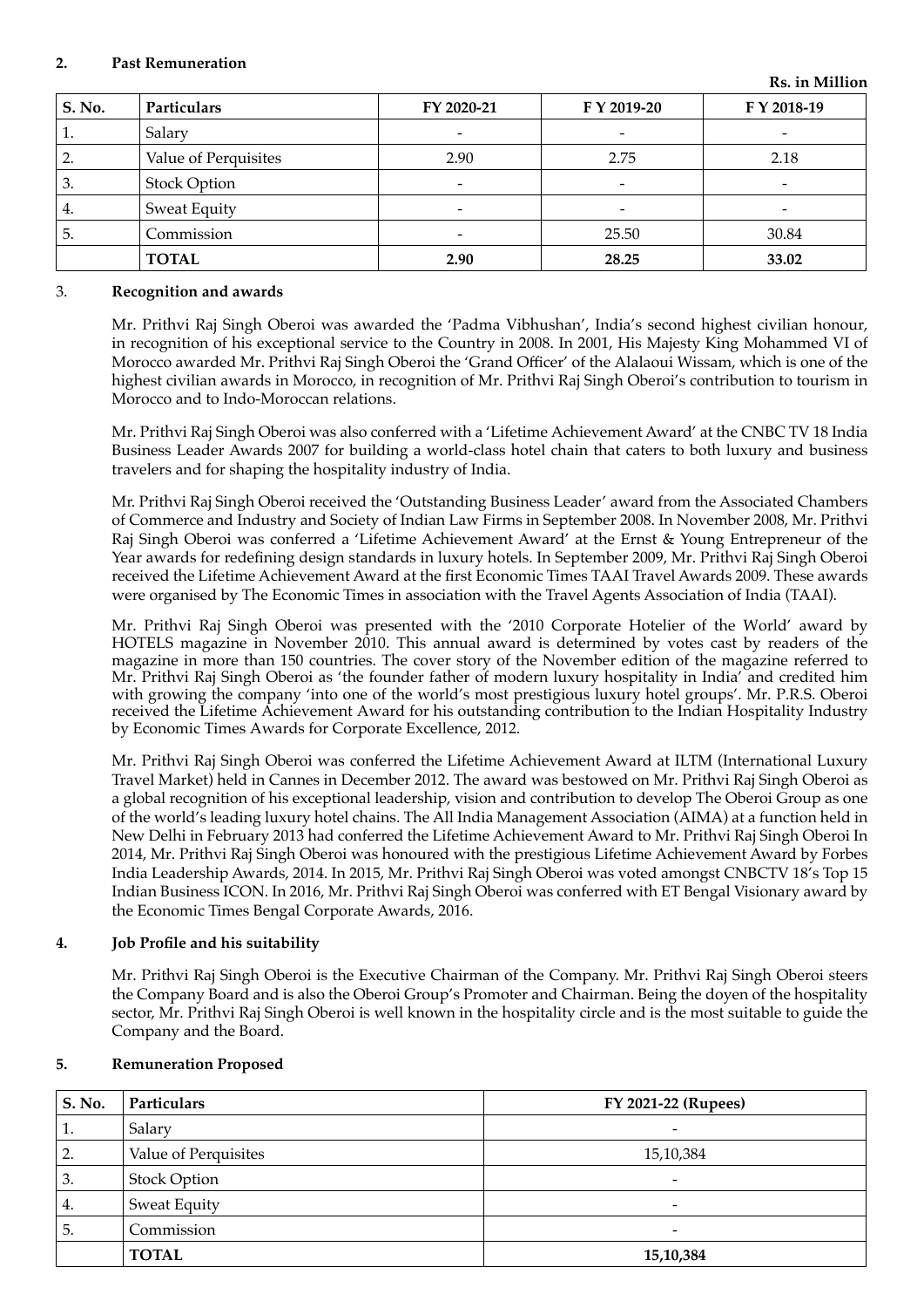## 2. Past Remuneration

**Rs. in Million**

| S. No. | Particulars | FY 2020-21 | F Y 2019-20 | F Y 2018-19 |
|---|---|---|---|---|
| 1. | Salary | - | - | - |
| 2. | Value of Perquisites | 2.90 | 2.75 | 2.18 |
| 3. | Stock Option | - | - | - |
| 4. | Sweat Equity | - | - | - |
| 5. | Commission | - | 25.50 | 30.84 |
| | **TOTAL** | **2.90** | **28.25** | **33.02** |

## 3. Recognition and awards

Mr. Prithvi Raj Singh Oberoi was awarded the 'Padma Vibhushan', India's second highest civilian honour, in recognition of his exceptional service to the Country in 2008. In 2001, His Majesty King Mohammed VI of Morocco awarded Mr. Prithvi Raj Singh Oberoi the 'Grand Officer' of the Alalaoui Wissam, which is one of the highest civilian awards in Morocco, in recognition of Mr. Prithvi Raj Singh Oberoi's contribution to tourism in Morocco and to Indo-Moroccan relations.

Mr. Prithvi Raj Singh Oberoi was also conferred with a 'Lifetime Achievement Award' at the CNBC TV 18 India Business Leader Awards 2007 for building a world-class hotel chain that caters to both luxury and business travelers and for shaping the hospitality industry of India.

Mr. Prithvi Raj Singh Oberoi received the 'Outstanding Business Leader' award from the Associated Chambers of Commerce and Industry and Society of Indian Law Firms in September 2008. In November 2008, Mr. Prithvi Raj Singh Oberoi was conferred a 'Lifetime Achievement Award' at the Ernst & Young Entrepreneur of the Year awards for redefining design standards in luxury hotels. In September 2009, Mr. Prithvi Raj Singh Oberoi received the Lifetime Achievement Award at the first Economic Times TAAI Travel Awards 2009. These awards were organised by The Economic Times in association with the Travel Agents Association of India (TAAI).

Mr. Prithvi Raj Singh Oberoi was presented with the '2010 Corporate Hotelier of the World' award by HOTELS magazine in November 2010. This annual award is determined by votes cast by readers of the magazine in more than 150 countries. The cover story of the November edition of the magazine referred to Mr. Prithvi Raj Singh Oberoi as 'the founder father of modern luxury hospitality in India' and credited him with growing the company 'into one of the world's most prestigious luxury hotel groups'. Mr. P.R.S. Oberoi received the Lifetime Achievement Award for his outstanding contribution to the Indian Hospitality Industry by Economic Times Awards for Corporate Excellence, 2012.

Mr. Prithvi Raj Singh Oberoi was conferred the Lifetime Achievement Award at ILTM (International Luxury Travel Market) held in Cannes in December 2012. The award was bestowed on Mr. Prithvi Raj Singh Oberoi as a global recognition of his exceptional leadership, vision and contribution to develop The Oberoi Group as one of the world's leading luxury hotel chains. The All India Management Association (AIMA) at a function held in New Delhi in February 2013 had conferred the Lifetime Achievement Award to Mr. Prithvi Raj Singh Oberoi In 2014, Mr. Prithvi Raj Singh Oberoi was honoured with the prestigious Lifetime Achievement Award by Forbes India Leadership Awards, 2014. In 2015, Mr. Prithvi Raj Singh Oberoi was voted amongst CNBCTV 18's Top 15 Indian Business ICON. In 2016, Mr. Prithvi Raj Singh Oberoi was conferred with ET Bengal Visionary award by the Economic Times Bengal Corporate Awards, 2016.

## 4. Job Profile and his suitability

Mr. Prithvi Raj Singh Oberoi is the Executive Chairman of the Company. Mr. Prithvi Raj Singh Oberoi steers the Company Board and is also the Oberoi Group's Promoter and Chairman. Being the doyen of the hospitality sector, Mr. Prithvi Raj Singh Oberoi is well known in the hospitality circle and is the most suitable to guide the Company and the Board.

## 5. Remuneration Proposed

| S. No. | Particulars | FY 2021-22 (Rupees) |
|---|---|---|
| 1. | Salary | - |
| 2. | Value of Perquisites | 15,10,384 |
| 3. | Stock Option | - |
| 4. | Sweat Equity | - |
| 5. | Commission | - |
| | **TOTAL** | **15,10,384** |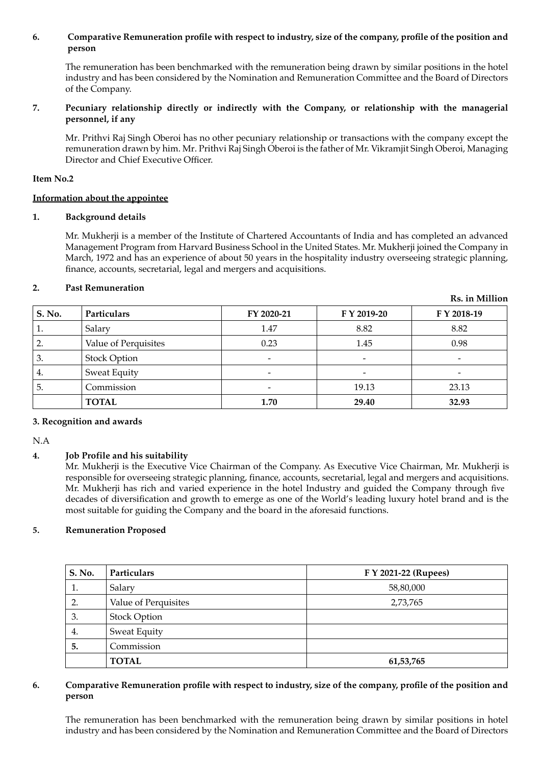**6. Comparative Remuneration profile with respect to industry, size of the company, profile of the position and person**

The remuneration has been benchmarked with the remuneration being drawn by similar positions in the hotel industry and has been considered by the Nomination and Remuneration Committee and the Board of Directors of the Company.

**7. Pecuniary relationship directly or indirectly with the Company, or relationship with the managerial personnel, if any**

Mr. Prithvi Raj Singh Oberoi has no other pecuniary relationship or transactions with the company except the remuneration drawn by him. Mr. Prithvi Raj Singh Oberoi is the father of Mr. Vikramjit Singh Oberoi, Managing Director and Chief Executive Officer.

**Item No.2**

**Information about the appointee**

**1. Background details**

Mr. Mukherji is a member of the Institute of Chartered Accountants of India and has completed an advanced Management Program from Harvard Business School in the United States. Mr. Mukherji joined the Company in March, 1972 and has an experience of about 50 years in the hospitality industry overseeing strategic planning, finance, accounts, secretarial, legal and mergers and acquisitions.

**2. Past Remuneration**

**Rs. in Million**

| S. No. | Particulars | FY 2020-21 | F Y 2019-20 | F Y 2018-19 |
|---|---|---|---|---|
| 1. | Salary | 1.47 | 8.82 | 8.82 |
| 2. | Value of Perquisites | 0.23 | 1.45 | 0.98 |
| 3. | Stock Option | - | - | - |
| 4. | Sweat Equity | - | - | - |
| 5. | Commission | - | 19.13 | 23.13 |
| | **TOTAL** | **1.70** | **29.40** | **32.93** |

**3. Recognition and awards**

N.A

**4. Job Profile and his suitability**

Mr. Mukherji is the Executive Vice Chairman of the Company. As Executive Vice Chairman, Mr. Mukherji is responsible for overseeing strategic planning, finance, accounts, secretarial, legal and mergers and acquisitions. Mr. Mukherji has rich and varied experience in the hotel Industry and guided the Company through five decades of diversification and growth to emerge as one of the World's leading luxury hotel brand and is the most suitable for guiding the Company and the board in the aforesaid functions.

**5. Remuneration Proposed**

| S. No. | Particulars | F Y 2021-22 (Rupees) |
|---|---|---|
| 1. | Salary | 58,80,000 |
| 2. | Value of Perquisites | 2,73,765 |
| 3. | Stock Option | |
| 4. | Sweat Equity | |
| **5.** | Commission | |
| | **TOTAL** | **61,53,765** |

**6. Comparative Remuneration profile with respect to industry, size of the company, profile of the position and person**

The remuneration has been benchmarked with the remuneration being drawn by similar positions in hotel industry and has been considered by the Nomination and Remuneration Committee and the Board of Directors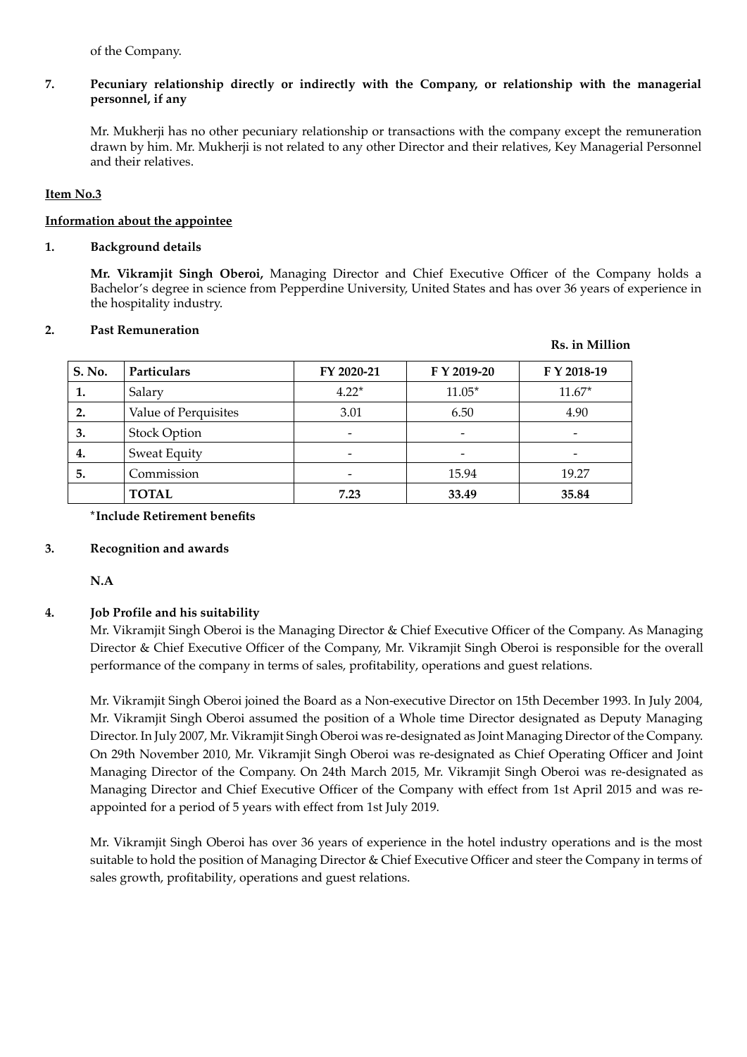of the Company.

**7. Pecuniary relationship directly or indirectly with the Company, or relationship with the managerial personnel, if any**

Mr. Mukherji has no other pecuniary relationship or transactions with the company except the remuneration drawn by him. Mr. Mukherji is not related to any other Director and their relatives, Key Managerial Personnel and their relatives.

**Item No.3**

**Information about the appointee**

**1. Background details**

**Mr. Vikramjit Singh Oberoi,** Managing Director and Chief Executive Officer of the Company holds a Bachelor's degree in science from Pepperdine University, United States and has over 36 years of experience in the hospitality industry.

**2. Past Remuneration**

**Rs. in Million**

| S. No. | Particulars | FY 2020-21 | F Y 2019-20 | F Y 2018-19 |
|---|---|---|---|---|
| 1. | Salary | 4.22* | 11.05* | 11.67* |
| 2. | Value of Perquisites | 3.01 | 6.50 | 4.90 |
| 3. | Stock Option | - | - | - |
| 4. | Sweat Equity | - | - | - |
| 5. | Commission | - | 15.94 | 19.27 |
| | **TOTAL** | **7.23** | **33.49** | **35.84** |

***Include Retirement benefits**

**3. Recognition and awards**

**N.A**

**4. Job Profile and his suitability**

Mr. Vikramjit Singh Oberoi is the Managing Director & Chief Executive Officer of the Company. As Managing Director & Chief Executive Officer of the Company, Mr. Vikramjit Singh Oberoi is responsible for the overall performance of the company in terms of sales, profitability, operations and guest relations.

Mr. Vikramjit Singh Oberoi joined the Board as a Non-executive Director on 15th December 1993. In July 2004, Mr. Vikramjit Singh Oberoi assumed the position of a Whole time Director designated as Deputy Managing Director. In July 2007, Mr. Vikramjit Singh Oberoi was re-designated as Joint Managing Director of the Company. On 29th November 2010, Mr. Vikramjit Singh Oberoi was re-designated as Chief Operating Officer and Joint Managing Director of the Company. On 24th March 2015, Mr. Vikramjit Singh Oberoi was re-designated as Managing Director and Chief Executive Officer of the Company with effect from 1st April 2015 and was re-appointed for a period of 5 years with effect from 1st July 2019.

Mr. Vikramjit Singh Oberoi has over 36 years of experience in the hotel industry operations and is the most suitable to hold the position of Managing Director & Chief Executive Officer and steer the Company in terms of sales growth, profitability, operations and guest relations.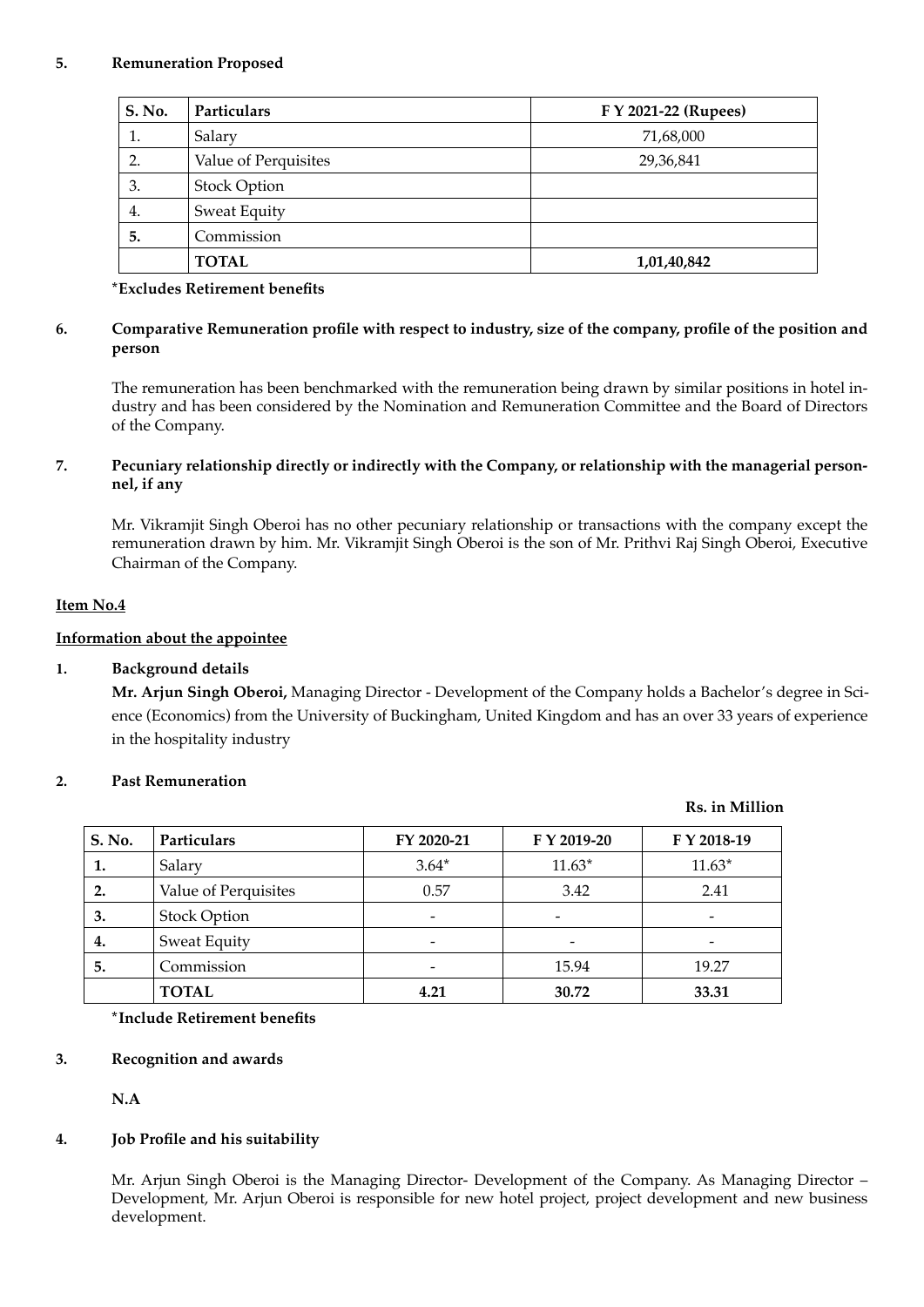**5. Remuneration Proposed**

| S. No. | Particulars | F Y 2021-22 (Rupees) |
|---|---|---|
| 1. | Salary | 71,68,000 |
| 2. | Value of Perquisites | 29,36,841 |
| 3. | Stock Option | |
| 4. | Sweat Equity | |
| 5. | Commission | |
| | **TOTAL** | **1,01,40,842** |

***Excludes Retirement benefits**

**6. Comparative Remuneration profile with respect to industry, size of the company, profile of the position and person**

The remuneration has been benchmarked with the remuneration being drawn by similar positions in hotel industry and has been considered by the Nomination and Remuneration Committee and the Board of Directors of the Company.

**7. Pecuniary relationship directly or indirectly with the Company, or relationship with the managerial personnel, if any**

Mr. Vikramjit Singh Oberoi has no other pecuniary relationship or transactions with the company except the remuneration drawn by him. Mr. Vikramjit Singh Oberoi is the son of Mr. Prithvi Raj Singh Oberoi, Executive Chairman of the Company.

**Item No.4**

**Information about the appointee**

**1. Background details**

**Mr. Arjun Singh Oberoi,** Managing Director - Development of the Company holds a Bachelor's degree in Science (Economics) from the University of Buckingham, United Kingdom and has an over 33 years of experience in the hospitality industry

**2. Past Remuneration**

**Rs. in Million**

| S. No. | Particulars | FY 2020-21 | F Y 2019-20 | F Y 2018-19 |
|---|---|---|---|---|
| **1.** | Salary | 3.64* | 11.63* | 11.63* |
| **2.** | Value of Perquisites | 0.57 | 3.42 | 2.41 |
| **3.** | Stock Option | - | - | - |
| **4.** | Sweat Equity | - | - | - |
| **5.** | Commission | - | 15.94 | 19.27 |
| | **TOTAL** | **4.21** | **30.72** | **33.31** |

***Include Retirement benefits**

**3. Recognition and awards**

**N.A**

**4. Job Profile and his suitability**

Mr. Arjun Singh Oberoi is the Managing Director- Development of the Company. As Managing Director – Development, Mr. Arjun Oberoi is responsible for new hotel project, project development and new business development.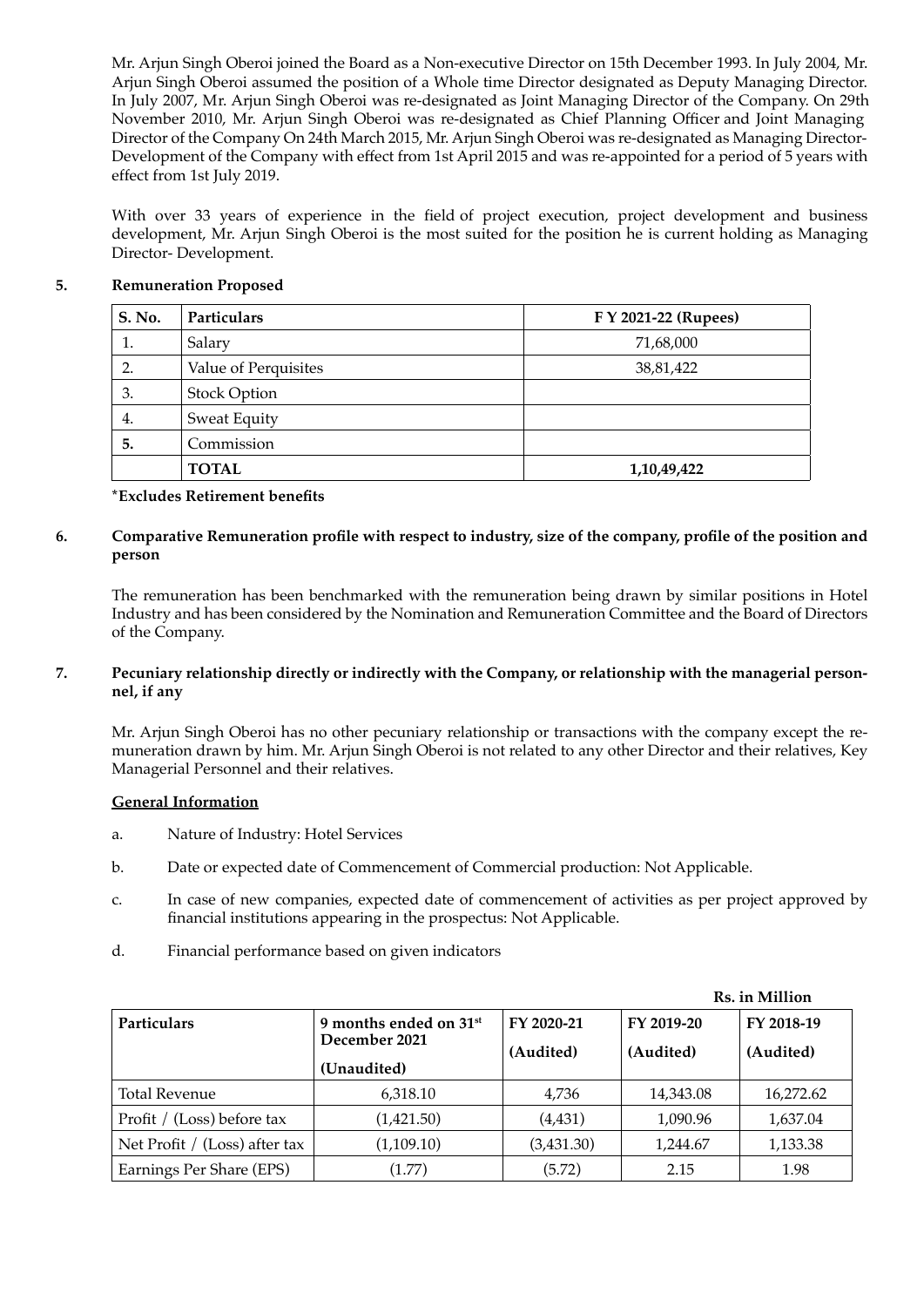Mr. Arjun Singh Oberoi joined the Board as a Non-executive Director on 15th December 1993. In July 2004, Mr. Arjun Singh Oberoi assumed the position of a Whole time Director designated as Deputy Managing Director. In July 2007, Mr. Arjun Singh Oberoi was re-designated as Joint Managing Director of the Company. On 29th November 2010, Mr. Arjun Singh Oberoi was re-designated as Chief Planning Officer and Joint Managing Director of the Company On 24th March 2015, Mr. Arjun Singh Oberoi was re-designated as Managing Director-Development of the Company with effect from 1st April 2015 and was re-appointed for a period of 5 years with effect from 1st July 2019.

With over 33 years of experience in the field of project execution, project development and business development, Mr. Arjun Singh Oberoi is the most suited for the position he is current holding as Managing Director- Development.

**5. Remuneration Proposed**

| S. No. | Particulars | F Y 2021-22 (Rupees) |
|---|---|---|
| 1. | Salary | 71,68,000 |
| 2. | Value of Perquisites | 38,81,422 |
| 3. | Stock Option | |
| 4. | Sweat Equity | |
| 5. | Commission | |
| | **TOTAL** | **1,10,49,422** |

**\*Excludes Retirement benefits**

**6. Comparative Remuneration profile with respect to industry, size of the company, profile of the position and person**

The remuneration has been benchmarked with the remuneration being drawn by similar positions in Hotel Industry and has been considered by the Nomination and Remuneration Committee and the Board of Directors of the Company.

**7. Pecuniary relationship directly or indirectly with the Company, or relationship with the managerial personnel, if any**

Mr. Arjun Singh Oberoi has no other pecuniary relationship or transactions with the company except the remuneration drawn by him. Mr. Arjun Singh Oberoi is not related to any other Director and their relatives, Key Managerial Personnel and their relatives.

**General Information**

a. Nature of Industry: Hotel Services

b. Date or expected date of Commencement of Commercial production: Not Applicable.

c. In case of new companies, expected date of commencement of activities as per project approved by financial institutions appearing in the prospectus: Not Applicable.

d. Financial performance based on given indicators

**Rs. in Million**

| Particulars | 9 months ended on 31st December 2021 (Unaudited) | FY 2020-21 (Audited) | FY 2019-20 (Audited) | FY 2018-19 (Audited) |
|---|---|---|---|---|
| Total Revenue | 6,318.10 | 4,736 | 14,343.08 | 16,272.62 |
| Profit / (Loss) before tax | (1,421.50) | (4,431) | 1,090.96 | 1,637.04 |
| Net Profit / (Loss) after tax | (1,109.10) | (3,431.30) | 1,244.67 | 1,133.38 |
| Earnings Per Share (EPS) | (1.77) | (5.72) | 2.15 | 1.98 |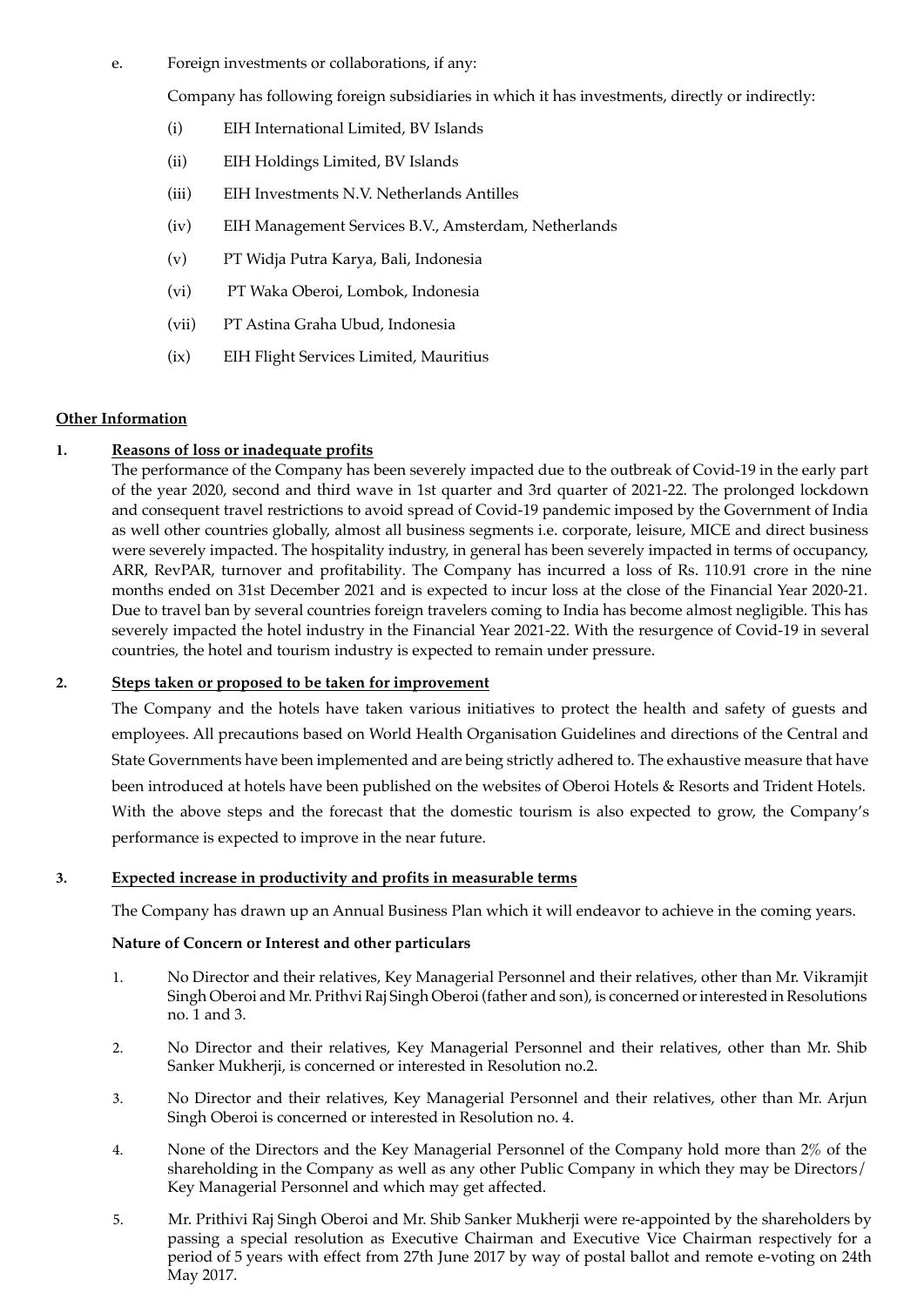e. Foreign investments or collaborations, if any:

Company has following foreign subsidiaries in which it has investments, directly or indirectly:

(i) EIH International Limited, BV Islands

(ii) EIH Holdings Limited, BV Islands

(iii) EIH Investments N.V. Netherlands Antilles

(iv) EIH Management Services B.V., Amsterdam, Netherlands

(v) PT Widja Putra Karya, Bali, Indonesia

(vi) PT Waka Oberoi, Lombok, Indonesia

(vii) PT Astina Graha Ubud, Indonesia

(ix) EIH Flight Services Limited, Mauritius

**Other Information**

**1. Reasons of loss or inadequate profits**

The performance of the Company has been severely impacted due to the outbreak of Covid-19 in the early part of the year 2020, second and third wave in 1st quarter and 3rd quarter of 2021-22. The prolonged lockdown and consequent travel restrictions to avoid spread of Covid-19 pandemic imposed by the Government of India as well other countries globally, almost all business segments i.e. corporate, leisure, MICE and direct business were severely impacted. The hospitality industry, in general has been severely impacted in terms of occupancy, ARR, RevPAR, turnover and profitability. The Company has incurred a loss of Rs. 110.91 crore in the nine months ended on 31st December 2021 and is expected to incur loss at the close of the Financial Year 2020-21. Due to travel ban by several countries foreign travelers coming to India has become almost negligible. This has severely impacted the hotel industry in the Financial Year 2021-22. With the resurgence of Covid-19 in several countries, the hotel and tourism industry is expected to remain under pressure.

**2. Steps taken or proposed to be taken for improvement**

The Company and the hotels have taken various initiatives to protect the health and safety of guests and employees. All precautions based on World Health Organisation Guidelines and directions of the Central and State Governments have been implemented and are being strictly adhered to. The exhaustive measure that have been introduced at hotels have been published on the websites of Oberoi Hotels & Resorts and Trident Hotels. With the above steps and the forecast that the domestic tourism is also expected to grow, the Company's performance is expected to improve in the near future.

**3. Expected increase in productivity and profits in measurable terms**

The Company has drawn up an Annual Business Plan which it will endeavor to achieve in the coming years.

**Nature of Concern or Interest and other particulars**

1. No Director and their relatives, Key Managerial Personnel and their relatives, other than Mr. Vikramjit Singh Oberoi and Mr. Prithvi Raj Singh Oberoi (father and son), is concerned or interested in Resolutions no. 1 and 3.

2. No Director and their relatives, Key Managerial Personnel and their relatives, other than Mr. Shib Sanker Mukherji, is concerned or interested in Resolution no.2.

3. No Director and their relatives, Key Managerial Personnel and their relatives, other than Mr. Arjun Singh Oberoi is concerned or interested in Resolution no. 4.

4. None of the Directors and the Key Managerial Personnel of the Company hold more than 2% of the shareholding in the Company as well as any other Public Company in which they may be Directors/ Key Managerial Personnel and which may get affected.

5. Mr. Prithivi Raj Singh Oberoi and Mr. Shib Sanker Mukherji were re-appointed by the shareholders by passing a special resolution as Executive Chairman and Executive Vice Chairman respectively for a period of 5 years with effect from 27th June 2017 by way of postal ballot and remote e-voting on 24th May 2017.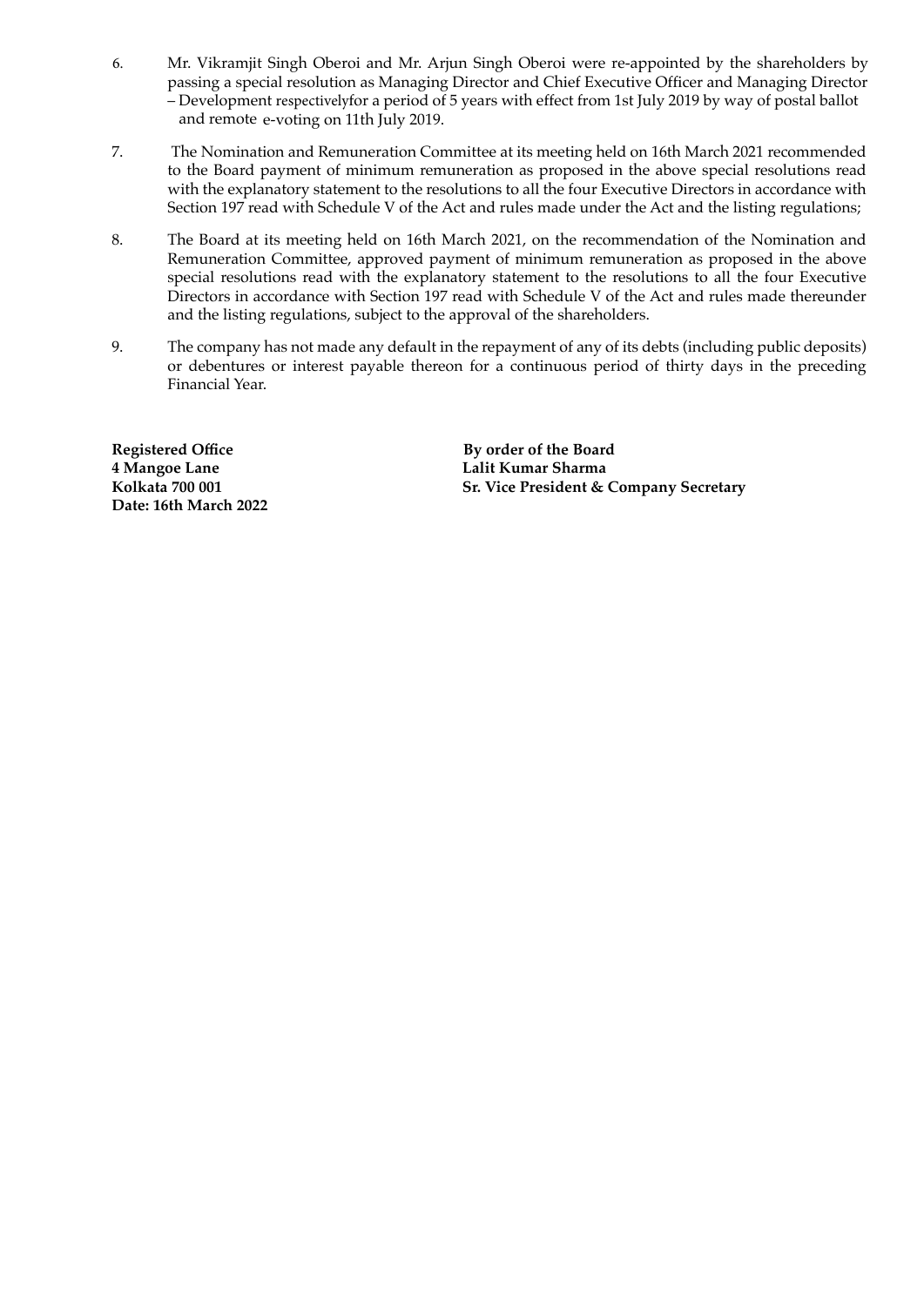6. Mr. Vikramjit Singh Oberoi and Mr. Arjun Singh Oberoi were re-appointed by the shareholders by passing a special resolution as Managing Director and Chief Executive Officer and Managing Director – Development respectivelyfor a period of 5 years with effect from 1st July 2019 by way of postal ballot and remote e-voting on 11th July 2019.

7. The Nomination and Remuneration Committee at its meeting held on 16th March 2021 recommended to the Board payment of minimum remuneration as proposed in the above special resolutions read with the explanatory statement to the resolutions to all the four Executive Directors in accordance with Section 197 read with Schedule V of the Act and rules made under the Act and the listing regulations;

8. The Board at its meeting held on 16th March 2021, on the recommendation of the Nomination and Remuneration Committee, approved payment of minimum remuneration as proposed in the above special resolutions read with the explanatory statement to the resolutions to all the four Executive Directors in accordance with Section 197 read with Schedule V of the Act and rules made thereunder and the listing regulations, subject to the approval of the shareholders.

9. The company has not made any default in the repayment of any of its debts (including public deposits) or debentures or interest payable thereon for a continuous period of thirty days in the preceding Financial Year.

**Registered Office**
**4 Mangoe Lane**
**Kolkata 700 001**
**Date: 16th March 2022**

**By order of the Board**
**Lalit Kumar Sharma**
**Sr. Vice President & Company Secretary**